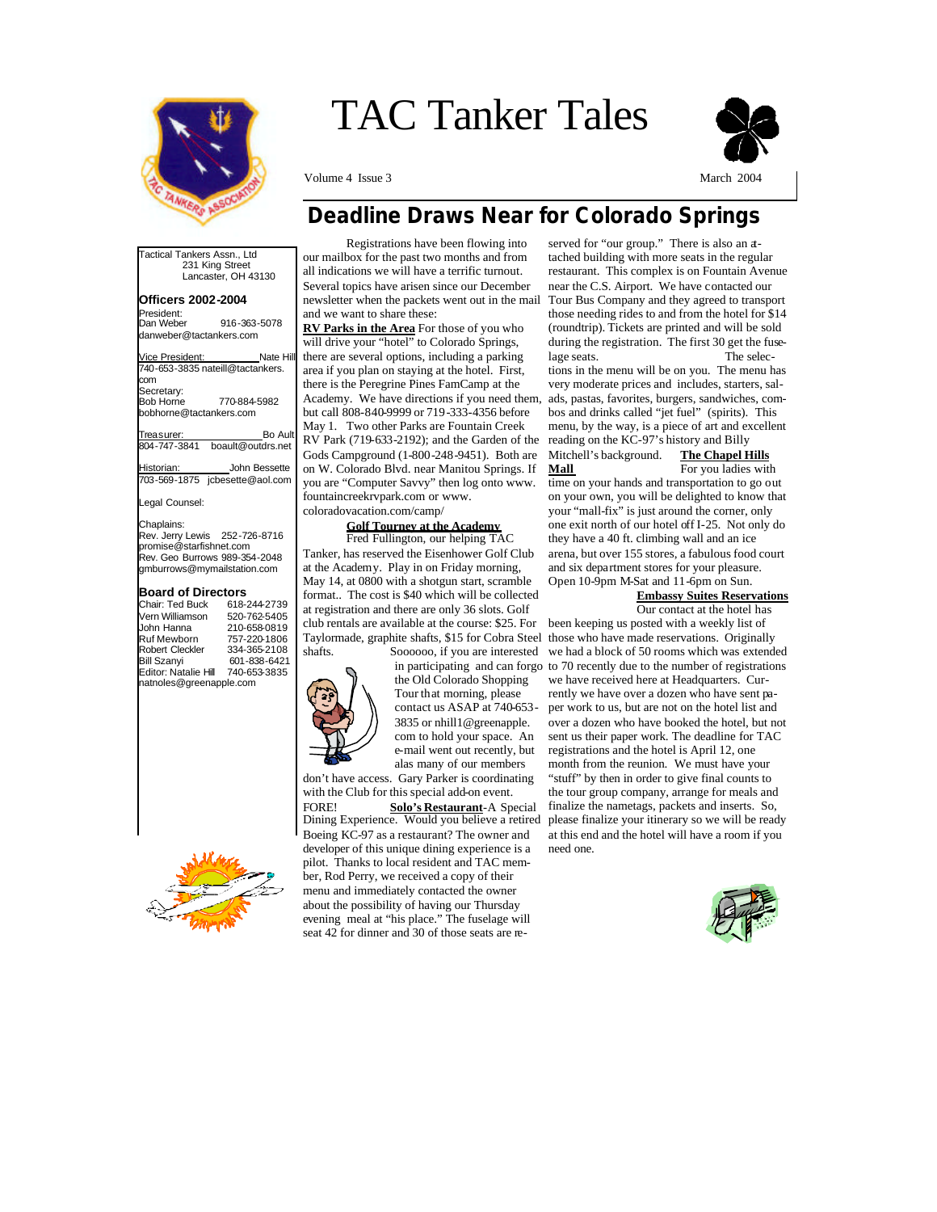# TAC Tanker Tales

Volume 4 Issue 3

March 2004

Tactical Tankers Assn., Ltd
231 King Street
Lancaster, OH 43130

**Officers 2002-2004**

President:
Dan Weber 916-363-5078
danweber@tactankers.com

Vice President: Nate Hill
740-653-3835 nateill@tactankers.com

Secretary:
Bob Horne 770-884-5982
bobhorne@tactankers.com

Treasurer: Bo Ault
804-747-3841 boault@outdrs.net

Historian: John Bessette
703-569-1875 jcbesette@aol.com

Legal Counsel:

Chaplains:
Rev. Jerry Lewis 252-726-8716
promise@starfishnet.com
Rev. Geo Burrows 989-354-2048
gmburrows@mymailstation.com

**Board of Directors**

Chair: Ted Buck 618-244-2739
Vern Williamson 520-762-5405
John Hanna 210-658-0819
Ruf Mewborn 757-220-1806
Robert Cleckler 334-365-2108
Bill Szanyi 601-838-6421
Editor: Natalie Hill 740-653-3835
natnoles@greenapple.com

## Deadline Draws Near for Colorado Springs

Registrations have been flowing into our mailbox for the past two months and from all indications we will have a terrific turnout. Several topics have arisen since our December newsletter when the packets went out in the mail and we want to share these:

**RV Parks in the Area** For those of you who will drive your "hotel" to Colorado Springs, there are several options, including a parking area if you plan on staying at the hotel. First, there is the Peregrine Pines FamCamp at the Academy. We have directions if you need them, but call 808-840-9999 or 719-333-4356 before May 1. Two other Parks are Fountain Creek RV Park (719-633-2192); and the Garden of the Gods Campground (1-800-248-9451). Both are on W. Colorado Blvd. near Manitou Springs. If you are "Computer Savvy" then log onto www. fountaincreekrvpark.com or www. coloradovacation.com/camp/

**Golf Tourney at the Academy**

Fred Fullington, our helping TAC Tanker, has reserved the Eisenhower Golf Club at the Academy. Play in on Friday morning, May 14, at 0800 with a shotgun start, scramble format.. The cost is $40 which will be collected at registration and there are only 36 slots. Golf club rentals are available at the course: $25. For Taylormade, graphite shafts, $15 for Cobra Steel shafts. Soooooo, if you are interested in participating and can forgo the Old Colorado Shopping Tour that morning, please contact us ASAP at 740-653-3835 or nhill1@greenapple.com to hold your space. An e-mail went out recently, but alas many of our members don't have access. Gary Parker is coordinating with the Club for this special add-on event. FORE!

**Solo's Restaurant**-A Special Dining Experience. Would you believe a retired Boeing KC-97 as a restaurant? The owner and developer of this unique dining experience is a pilot. Thanks to local resident and TAC member, Rod Perry, we received a copy of their menu and immediately contacted the owner about the possibility of having our Thursday evening meal at "his place." The fuselage will seat 42 for dinner and 30 of those seats are reserved for "our group." There is also an attached building with more seats in the regular restaurant. This complex is on Fountain Avenue near the C.S. Airport. We have contacted our Tour Bus Company and they agreed to transport those needing rides to and from the hotel for $14 (roundtrip). Tickets are printed and will be sold during the registration. The first 30 get the fuselage seats. The selections in the menu will be on you. The menu has very moderate prices and includes, starters, salads, pastas, favorites, burgers, sandwiches, combos and drinks called "jet fuel" (spirits). This menu, by the way, is a piece of art and excellent reading on the KC-97's history and Billy Mitchell's background.

**The Chapel Hills Mall** For you ladies with time on your hands and transportation to go out on your own, you will be delighted to know that your "mall-fix" is just around the corner, only one exit north of our hotel off I-25. Not only do they have a 40 ft. climbing wall and an ice arena, but over 155 stores, a fabulous food court and six department stores for your pleasure. Open 10-9pm M-Sat and 11-6pm on Sun.

**Embassy Suites Reservations**

Our contact at the hotel has been keeping us posted with a weekly list of those who have made reservations. Originally we had a block of 50 rooms which was extended to 70 recently due to the number of registrations we have received here at Headquarters. Currently we have over a dozen who have sent paper work to us, but are not on the hotel list and over a dozen who have booked the hotel, but not sent us their paper work. The deadline for TAC registrations and the hotel is April 12, one month from the reunion. We must have your "stuff" by then in order to give final counts to the tour group company, arrange for meals and finalize the nametags, packets and inserts. So, please finalize your itinerary so we will be ready at this end and the hotel will have a room if you need one.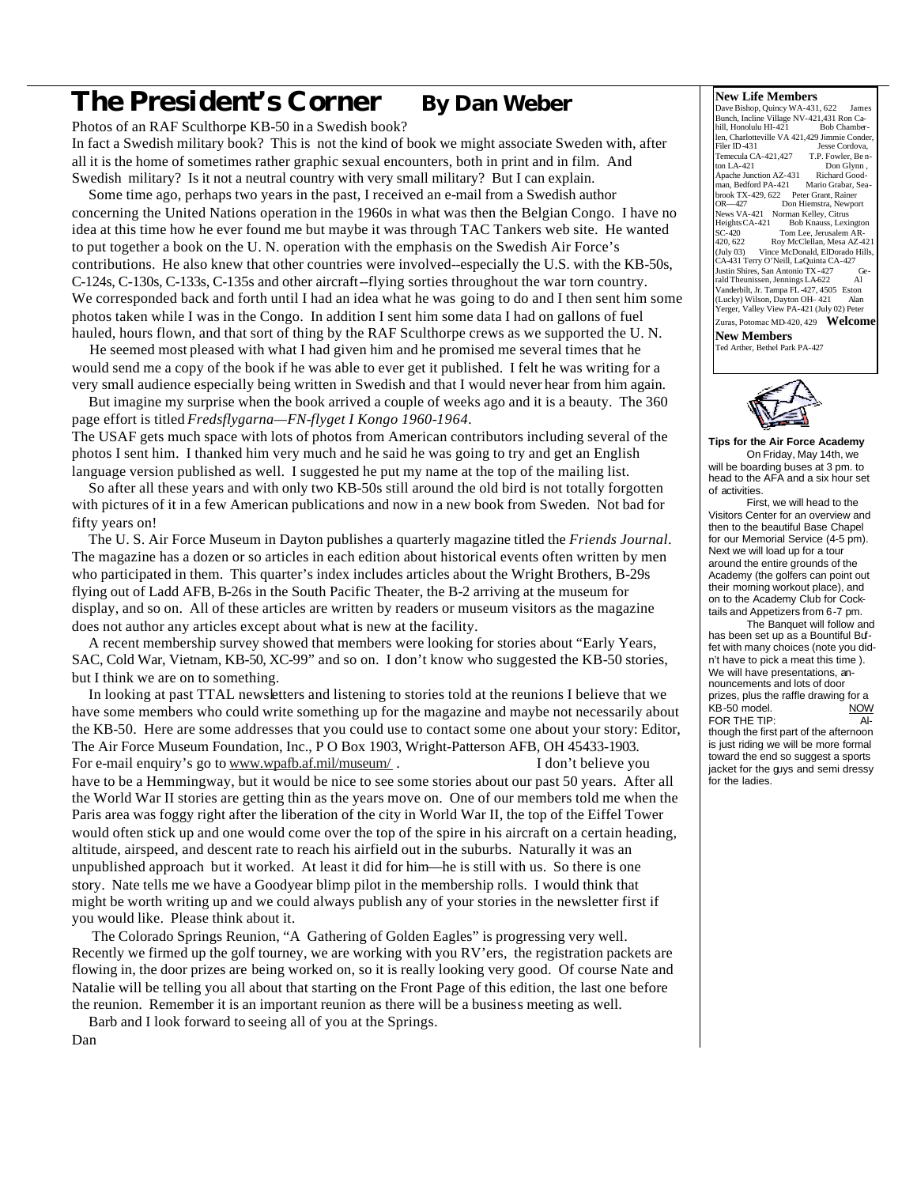# The President's Corner By Dan Weber

Photos of an RAF Sculthorpe KB-50 in a Swedish book?

In fact a Swedish military book? This is not the kind of book we might associate Sweden with, after all it is the home of sometimes rather graphic sexual encounters, both in print and in film. And Swedish military? Is it not a neutral country with very small military? But I can explain.

Some time ago, perhaps two years in the past, I received an e-mail from a Swedish author concerning the United Nations operation in the 1960s in what was then the Belgian Congo. I have no idea at this time how he ever found me but maybe it was through TAC Tankers web site. He wanted to put together a book on the U. N. operation with the emphasis on the Swedish Air Force's contributions. He also knew that other countries were involved--especially the U.S. with the KB-50s, C-124s, C-130s, C-133s, C-135s and other aircraft--flying sorties throughout the war torn country. We corresponded back and forth until I had an idea what he was going to do and I then sent him some photos taken while I was in the Congo. In addition I sent him some data I had on gallons of fuel hauled, hours flown, and that sort of thing by the RAF Sculthorpe crews as we supported the U. N.

He seemed most pleased with what I had given him and he promised me several times that he would send me a copy of the book if he was able to ever get it published. I felt he was writing for a very small audience especially being written in Swedish and that I would never hear from him again.

But imagine my surprise when the book arrived a couple of weeks ago and it is a beauty. The 360 page effort is titled *Fredsflygarna—FN-flyget I Kongo 1960-1964*.

The USAF gets much space with lots of photos from American contributors including several of the photos I sent him. I thanked him very much and he said he was going to try and get an English language version published as well. I suggested he put my name at the top of the mailing list.

So after all these years and with only two KB-50s still around the old bird is not totally forgotten with pictures of it in a few American publications and now in a new book from Sweden. Not bad for fifty years on!

The U. S. Air Force Museum in Dayton publishes a quarterly magazine titled the *Friends Journal*. The magazine has a dozen or so articles in each edition about historical events often written by men who participated in them. This quarter's index includes articles about the Wright Brothers, B-29s flying out of Ladd AFB, B-26s in the South Pacific Theater, the B-2 arriving at the museum for display, and so on. All of these articles are written by readers or museum visitors as the magazine does not author any articles except about what is new at the facility.

A recent membership survey showed that members were looking for stories about "Early Years, SAC, Cold War, Vietnam, KB-50, XC-99" and so on. I don't know who suggested the KB-50 stories, but I think we are on to something.

In looking at past TTAL newsletters and listening to stories told at the reunions I believe that we have some members who could write something up for the magazine and maybe not necessarily about the KB-50. Here are some addresses that you could use to contact some one about your story: Editor, The Air Force Museum Foundation, Inc., P O Box 1903, Wright-Patterson AFB, OH 45433-1903. For e-mail enquiry's go to www.wpafb.af.mil/museum/ . I don't believe you have to be a Hemmingway, but it would be nice to see some stories about our past 50 years. After all the World War II stories are getting thin as the years move on. One of our members told me when the Paris area was foggy right after the liberation of the city in World War II, the top of the Eiffel Tower would often stick up and one would come over the top of the spire in his aircraft on a certain heading, altitude, airspeed, and descent rate to reach his airfield out in the suburbs. Naturally it was an unpublished approach but it worked. At least it did for him—he is still with us. So there is one story. Nate tells me we have a Goodyear blimp pilot in the membership rolls. I would think that might be worth writing up and we could always publish any of your stories in the newsletter first if you would like. Please think about it.

The Colorado Springs Reunion, "A Gathering of Golden Eagles" is progressing very well. Recently we firmed up the golf tourney, we are working with you RV'ers, the registration packets are flowing in, the door prizes are being worked on, so it is really looking very good. Of course Nate and Natalie will be telling you all about that starting on the Front Page of this edition, the last one before the reunion. Remember it is an important reunion as there will be a business meeting as well.

Barb and I look forward to seeing all of you at the Springs.

Dan

---

**New Life Members**

Dave Bishop, Quincy WA-431, 622 James Bunch, Incline Village NV-421,431 Ron Cahill, Honolulu HI-421 Bob Chamberlen, Charlotteville VA 421,429 Jimmie Conder, Filer ID-431 Jesse Cordova, Temecula CA-421,427 T.P. Fowler, Benton LA-421 Don Glynn, Apache Junction AZ-431 Richard Goodman, Bedford PA-421 Mario Grabar, Seabrook TX-429, 622 Peter Grant, Rainer OR—427 Don Hiemstra, Newport News VA-421 Norman Kelley, Citrus Heights CA-421 Bob Knauss, Lexington SC-420 Tom Lee, Jerusalem AR-420, 622 Roy McClellan, Mesa AZ-421 (July 03) Vince McDonald, ElDorado Hills, CA-431 Terry O'Neill, LaQuinta CA-427 Justin Shires, San Antonio TX-427 Gerald Theunissen, Jennings LA-622 Al Vanderbilt, Jr. Tampa FL-427, 4505 Eston (Lucky) Wilson, Dayton OH- 421 Alan Yerger, Valley View PA-421 (July 02) Peter Zuras, Potomac MD-420, 429 **Welcome**

**New Members**

Ted Arther, Bethel Park PA-427

---

**Tips for the Air Force Academy**

On Friday, May 14th, we will be boarding buses at 3 pm. to head to the AFA and a six hour set of activities.

First, we will head to the Visitors Center for an overview and then to the beautiful Base Chapel for our Memorial Service (4-5 pm). Next we will load up for a tour around the entire grounds of the Academy (the golfers can point out their morning workout place), and on to the Academy Club for Cocktails and Appetizers from 6-7 pm.

The Banquet will follow and has been set up as a Bountiful Buffet with many choices (note you didn't have to pick a meat this time ). We will have presentations, announcements and lots of door prizes, plus the raffle drawing for a KB-50 model. NOW FOR THE TIP: Although the first part of the afternoon is just riding we will be more formal toward the end so suggest a sports jacket for the guys and semi dressy for the ladies.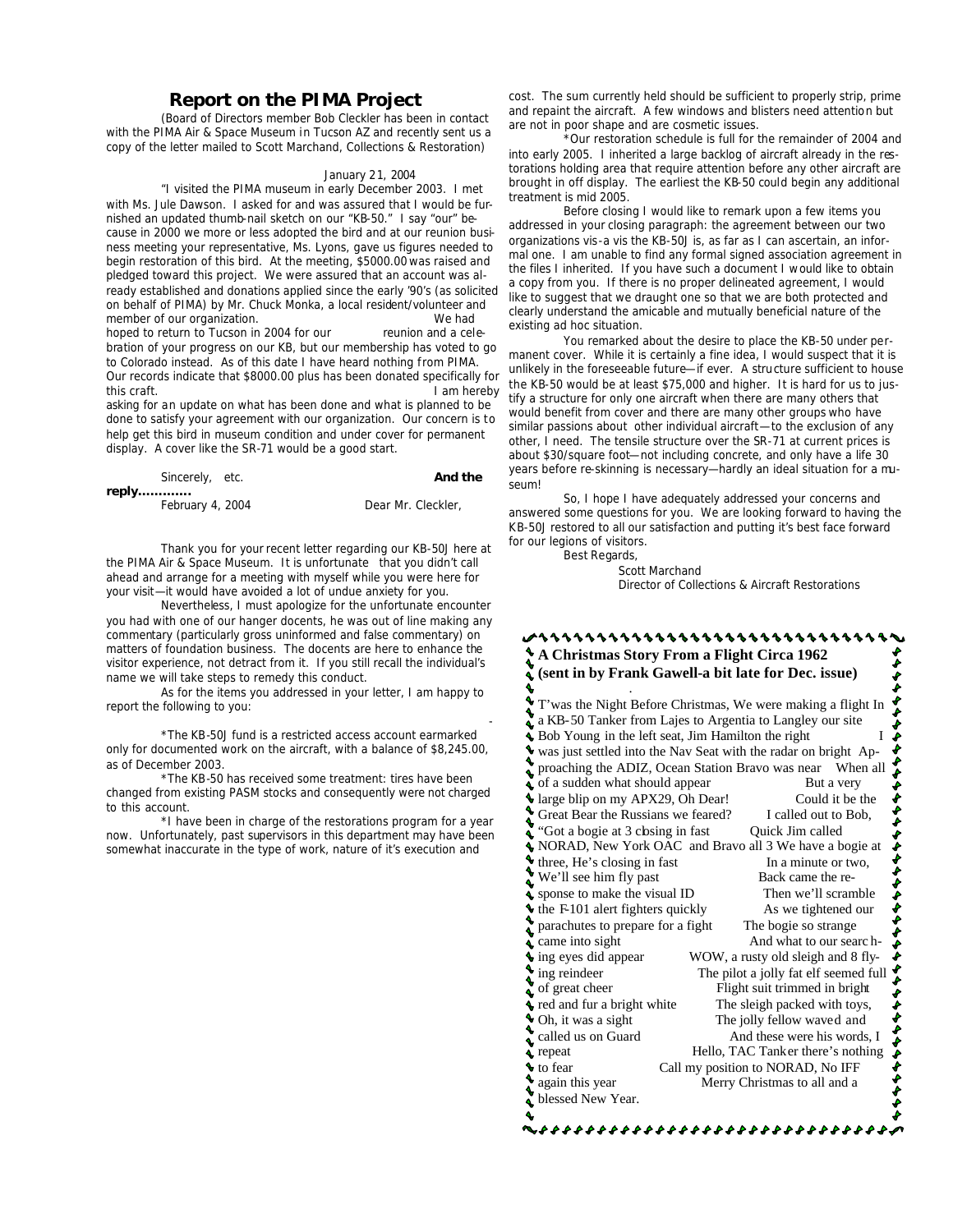## Report on the PIMA Project

(Board of Directors member Bob Cleckler has been in contact with the PIMA Air & Space Museum in Tucson AZ and recently sent us a copy of the letter mailed to Scott Marchand, Collections & Restoration)

January 21, 2004

"I visited the PIMA museum in early December 2003. I met with Ms. Jule Dawson. I asked for and was assured that I would be furnished an updated thumb-nail sketch on our "KB-50." I say "our" because in 2000 we more or less adopted the bird and at our reunion business meeting your representative, Ms. Lyons, gave us figures needed to begin restoration of this bird. At the meeting, $5000.00 was raised and pledged toward this project. We were assured that an account was already established and donations applied since the early '90's (as solicited on behalf of PIMA) by Mr. Chuck Monka, a local resident/volunteer and member of our organization. We had hoped to return to Tucson in 2004 for our reunion and a celebration of your progress on our KB, but our membership has voted to go to Colorado instead. As of this date I have heard nothing from PIMA. Our records indicate that $8000.00 plus has been donated specifically for this craft. I am hereby asking for an update on what has been done and what is planned to be done to satisfy your agreement with our organization. Our concern is to help get this bird in museum condition and under cover for permanent display. A cover like the SR-71 would be a good start.

Sincerely, etc.

**And the reply............**

February 4, 2004

Dear Mr. Cleckler,

Thank you for your recent letter regarding our KB-50J here at the PIMA Air & Space Museum. It is unfortunate that you didn't call ahead and arrange for a meeting with myself while you were here for your visit—it would have avoided a lot of undue anxiety for you.

Nevertheless, I must apologize for the unfortunate encounter you had with one of our hanger docents, he was out of line making any commentary (particularly gross uninformed and false commentary) on matters of foundation business. The docents are here to enhance the visitor experience, not detract from it. If you still recall the individual's name we will take steps to remedy this conduct.

As for the items you addressed in your letter, I am happy to report the following to you:

*The KB-50J fund is a restricted access account earmarked only for documented work on the aircraft, with a balance of $8,245.00, as of December 2003.

*The KB-50 has received some treatment: tires have been changed from existing PASM stocks and consequently were not charged to this account.

*I have been in charge of the restorations program for a year now. Unfortunately, past supervisors in this department may have been somewhat inaccurate in the type of work, nature of it's execution and cost. The sum currently held should be sufficient to properly strip, prime and repaint the aircraft. A few windows and blisters need attention but are not in poor shape and are cosmetic issues.

*Our restoration schedule is full for the remainder of 2004 and into early 2005. I inherited a large backlog of aircraft already in the restorations holding area that require attention before any other aircraft are brought in off display. The earliest the KB-50 could begin any additional treatment is mid 2005.

Before closing I would like to remark upon a few items you addressed in your closing paragraph: the agreement between our two organizations vis-a vis the KB-50J is, as far as I can ascertain, an informal one. I am unable to find any formal signed association agreement in the files I inherited. If you have such a document I would like to obtain a copy from you. If there is no proper delineated agreement, I would like to suggest that we draught one so that we are both protected and clearly understand the amicable and mutually beneficial nature of the existing ad hoc situation.

You remarked about the desire to place the KB-50 under permanent cover. While it is certainly a fine idea, I would suspect that it is unlikely in the foreseeable future—if ever. A structure sufficient to house the KB-50 would be at least $75,000 and higher. It is hard for us to justify a structure for only one aircraft when there are many others that would benefit from cover and there are many other groups who have similar passions about other individual aircraft—to the exclusion of any other, I need. The tensile structure over the SR-71 at current prices is about $30/square foot—not including concrete, and only have a life 30 years before re-skinning is necessary—hardly an ideal situation for a museum!

So, I hope I have adequately addressed your concerns and answered some questions for you. We are looking forward to having the KB-50J restored to all our satisfaction and putting it's best face forward for our legions of visitors.

Best Regards,

Scott Marchand
Director of Collections & Aircraft Restorations

---

**A Christmas Story From a Flight Circa 1962**
**(sent in by Frank Gawell-a bit late for Dec. issue)**

T'was the Night Before Christmas, We were making a flight In a KB-50 Tanker from Lajes to Argentia to Langley our site Bob Young in the left seat, Jim Hamilton the right I was just settled into the Nav Seat with the radar on bright Approaching the ADIZ, Ocean Station Bravo was near When all of a sudden what should appear But a very large blip on my APX29, Oh Dear! Could it be the Great Bear the Russians we feared? I called out to Bob, "Got a bogie at 3 closing in fast Quick Jim called NORAD, New York OAC and Bravo all 3 We have a bogie at three, He's closing in fast In a minute or two, We'll see him fly past Back came the response to make the visual ID Then we'll scramble the F-101 alert fighters quickly As we tightened our parachutes to prepare for a fight The bogie so strange came into sight And what to our searching eyes did appear WOW, a rusty old sleigh and 8 flying reindeer The pilot a jolly fat elf seemed full of great cheer Flight suit trimmed in bright red and fur a bright white The sleigh packed with toys, Oh, it was a sight The jolly fellow waved and called us on Guard And these were his words, I repeat Hello, TAC Tanker there's nothing to fear Call my position to NORAD, No IFF again this year Merry Christmas to all and a blessed New Year.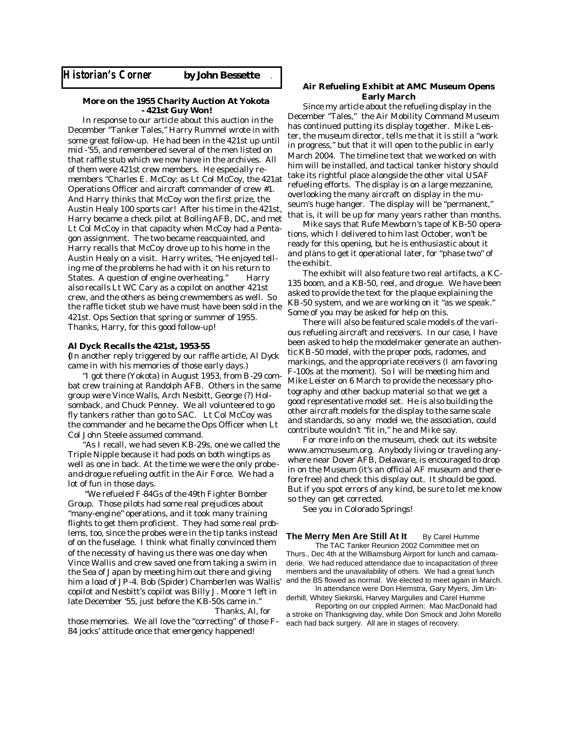## *Historian's Corner* by John Bessette

### More on the 1955 Charity Auction At Yokota - 421st Guy Won!

In response to our article about this auction in the December "Tanker Tales," Harry Rummel wrote in with some great follow-up. He had been in the 421st up until mid -'55, and remembered several of the men listed on that raffle stub which we now have in the archives. All of them were 421st crew members. He especially remembers "Charles E. McCoy: as Lt Col McCoy, the 421at Operations Officer and aircraft commander of crew #1. And Harry thinks that McCoy won the first prize, the Austin Healy 100 sports car! After his time in the 421st, Harry became a check pilot at Bolling AFB, DC, and met Lt Col McCoy in that capacity when McCoy had a Pentagon assignment. The two became reacquainted, and Harry recalls that McCoy drove up to his home in the Austin Healy on a visit. Harry writes, "He enjoyed telling me of the problems he had with it on his return to States. A question of engine overheating." Harry also recalls Lt WC Cary as a copilot on another 421st crew, and the others as being crewmembers as well. So the raffle ticket stub we have must have been sold in the 421st. Ops Section that spring or summer of 1955. Thanks, Harry, for this good follow-up!

### Al Dyck Recalls the 421st, 1953-55

(In another reply triggered by our raffle article, Al Dyck came in with his memories of those early days.)

"I got there (Yokota) in August 1953, from B-29 combat crew training at Randolph AFB. Others in the same group were Vince Walls, Arch Nesbitt, George (?) Holsomback, and Chuck Penney. We all volunteered to go fly tankers rather than go to SAC. Lt Col McCoy was the commander and he became the Ops Officer when Lt Col John Steele assumed command.

"As I recall, we had seven KB-29s, one we called the Triple Nipple because it had pods on both wingtips as well as one in back. At the time we were the only probe-and-drogue refueling outfit in the Air Force. We had a lot of fun in those days.

"We refueled F-84Gs of the 49th Fighter Bomber Group. Those pilots had some real prejudices about "many-engine" operations, and it took many training flights to get them proficient. They had some real problems, too, since the probes were in the tip tanks instead of on the fuselage. I think what finally convinced them of the necessity of having us there was one day when Vince Wallis and crew saved one from taking a swim in the Sea of Japan by meeting him out there and giving him a load of JP-4. Bob (Spider) Chamberlen was Wallis' copilot and Nesbitt's copilot was Billy J. Moore "I left in late December '55, just before the KB-50s came in."

Thanks, Al, for those memories. We all love the "correcting" of those F-84 jocks' attitude once that emergency happened!

### Air Refueling Exhibit at AMC Museum Opens Early March

Since my article about the refueling display in the December "Tales," the Air Mobility Command Museum has continued putting its display together. Mike Leister, the museum director, tells me that it is still a "work in progress," but that it will open to the public in early March 2004. The timeline text that we worked on with him will be installed, and tactical tanker history should take its rightful place alongside the other vital USAF refueling efforts. The display is on a large mezzanine, overlooking the many aircraft on display in the museum's huge hanger. The display will be "permanent," that is, it will be up for many years rather than months.

Mike says that Rufe Mewborn's tape of KB-50 operations, which I delivered to him last October, won't be ready for this opening, but he is enthusiastic about it and plans to get it operational later, for "phase two" of the exhibit.

The exhibit will also feature two real artifacts, a KC-135 boom, and a KB-50, reel, and drogue. We have been asked to provide the text for the plaque explaining the KB-50 system, and we are working on it "as we speak." Some of you may be asked for help on this.

There will also be featured scale models of the various refueling aircraft and receivers. In our case, I have been asked to help the modelmaker generate an authentic KB-50 model, with the proper pods, radomes, and markings, and the appropriate receivers (I am favoring F-100s at the moment). So I will be meeting him and Mike Leister on 6 March to provide the necessary photography and other backup material so that we get a good representative model set. He is also building the other aircraft models for the display to the same scale and standards, so any model we, the association, could contribute wouldn't "fit in," he and Mike say.

For more info on the museum, check out its website www.amcmuseum.org. Anybody living or traveling anywhere near Dover AFB, Delaware, is encouraged to drop in on the Museum (it's an official AF museum and therefore free) and check this display out. It should be good. But if you spot errors of any kind, be sure to let me know so they can get corrected.

See you in Colorado Springs!

### The Merry Men Are Still At It — By Carel Humme

The TAC Tanker Reunion 2002 Committee met on Thurs., Dec 4th at the Williamsburg Airport for lunch and camaraderie. We had reduced attendance due to incapacitation of three members and the unavailability of others. We had a great lunch and the BS flowed as normal. We elected to meet again in March.

In attendance were Don Hiemstra, Gary Myers, Jim Underhill, Whitey Siekirski, Harvey Margulies and Carel Humme

Reporting on our crippled Airmen: Mac MacDonald had a stroke on Thanksgiving day, while Don Smock and John Morello each had back surgery. All are in stages of recovery.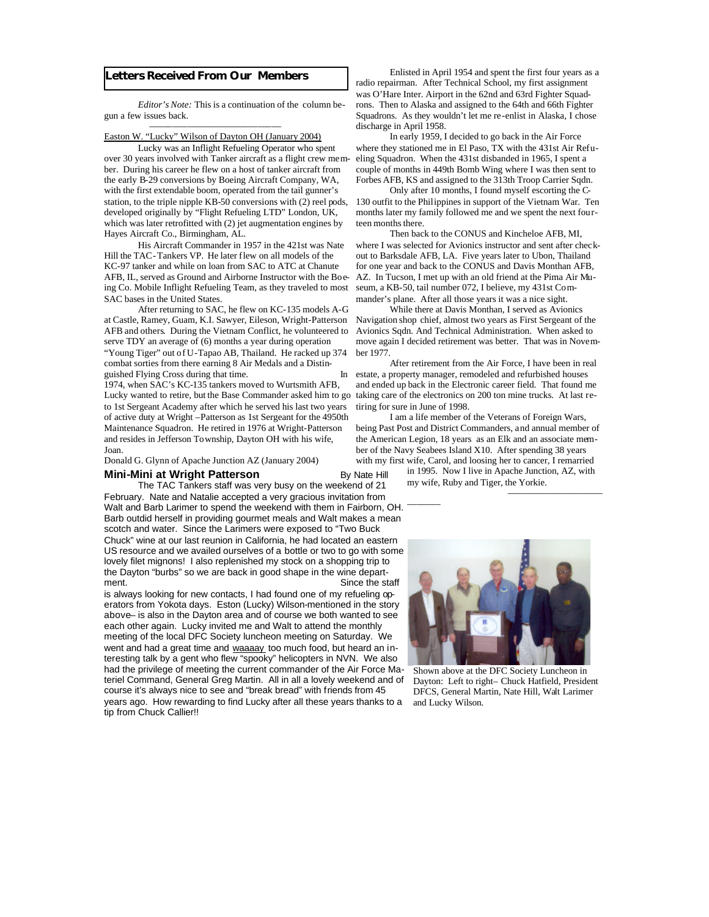## Letters Received From Our Members

*Editor's Note:* This is a continuation of the column begun a few issues back.

Easton W. "Lucky" Wilson of Dayton OH (January 2004)

Lucky was an Inflight Refueling Operator who spent over 30 years involved with Tanker aircraft as a flight crew member. During his career he flew on a host of tanker aircraft from the early B-29 conversions by Boeing Aircraft Company, WA, with the first extendable boom, operated from the tail gunner's station, to the triple nipple KB-50 conversions with (2) reel pods, developed originally by "Flight Refueling LTD" London, UK, which was later retrofitted with (2) jet augmentation engines by Hayes Aircraft Co., Birmingham, AL.

His Aircraft Commander in 1957 in the 421st was Nate Hill the TAC-Tankers VP. He later flew on all models of the KC-97 tanker and while on loan from SAC to ATC at Chanute AFB, IL, served as Ground and Airborne Instructor with the Boeing Co. Mobile Inflight Refueling Team, as they traveled to most SAC bases in the United States.

After returning to SAC, he flew on KC-135 models A-G at Castle, Ramey, Guam, K.I. Sawyer, Eileson, Wright-Patterson AFB and others. During the Vietnam Conflict, he volunteered to serve TDY an average of (6) months a year during operation "Young Tiger" out of U-Tapao AB, Thailand. He racked up 374 combat sorties from there earning 8 Air Medals and a Distinguished Flying Cross during that time. In 1974, when SAC's KC-135 tankers moved to Wurtsmith AFB, Lucky wanted to retire, but the Base Commander asked him to go to 1st Sergeant Academy after which he served his last two years of active duty at Wright –Patterson as 1st Sergeant for the 4950th Maintenance Squadron. He retired in 1976 at Wright-Patterson and resides in Jefferson Township, Dayton OH with his wife, Joan.

Donald G. Glynn of Apache Junction AZ (January 2004)

Enlisted in April 1954 and spent the first four years as a radio repairman. After Technical School, my first assignment was O'Hare Inter. Airport in the 62nd and 63rd Fighter Squadrons. Then to Alaska and assigned to the 64th and 66th Fighter Squadrons. As they wouldn't let me re-enlist in Alaska, I chose discharge in April 1958.

In early 1959, I decided to go back in the Air Force where they stationed me in El Paso, TX with the 431st Air Refueling Squadron. When the 431st disbanded in 1965, I spent a couple of months in 449th Bomb Wing where I was then sent to Forbes AFB, KS and assigned to the 313th Troop Carrier Sqdn.

Only after 10 months, I found myself escorting the C-130 outfit to the Philippines in support of the Vietnam War. Ten months later my family followed me and we spent the next fourteen months there.

Then back to the CONUS and Kincheloe AFB, MI, where I was selected for Avionics instructor and sent after checkout to Barksdale AFB, LA. Five years later to Ubon, Thailand for one year and back to the CONUS and Davis Monthan AFB, AZ. In Tucson, I met up with an old friend at the Pima Air Museum, a KB-50, tail number 072, I believe, my 431st Commander's plane. After all those years it was a nice sight.

While there at Davis Monthan, I served as Avionics Navigation shop chief, almost two years as First Sergeant of the Avionics Sqdn. And Technical Administration. When asked to move again I decided retirement was better. That was in November 1977.

After retirement from the Air Force, I have been in real estate, a property manager, remodeled and refurbished houses and ended up back in the Electronic career field. That found me taking care of the electronics on 200 ton mine trucks. At last retiring for sure in June of 1998.

I am a life member of the Veterans of Foreign Wars, being Past Post and District Commanders, and annual member of the American Legion, 18 years as an Elk and an associate member of the Navy Seabees Island X10. After spending 38 years with my first wife, Carol, and loosing her to cancer, I remarried in 1995. Now I live in Apache Junction, AZ, with my wife, Ruby and Tiger, the Yorkie.

### Mini-Mini at Wright Patterson

By Nate Hill

The TAC Tankers staff was very busy on the weekend of 21 February. Nate and Natalie accepted a very gracious invitation from Walt and Barb Larimer to spend the weekend with them in Fairborn, OH. Barb outdid herself in providing gourmet meals and Walt makes a mean scotch and water. Since the Larimers were exposed to "Two Buck Chuck" wine at our last reunion in California, he had located an eastern US resource and we availed ourselves of a bottle or two to go with some lovely filet mignons! I also replenished my stock on a shopping trip to the Dayton "burbs" so we are back in good shape in the wine department. Since the staff is always looking for new contacts, I had found one of my refueling operators from Yokota days. Eston (Lucky) Wilson-mentioned in the story above– is also in the Dayton area and of course we both wanted to see each other again. Lucky invited me and Walt to attend the monthly meeting of the local DFC Society luncheon meeting on Saturday. We went and had a great time and waaaay too much food, but heard an interesting talk by a gent who flew "spooky" helicopters in NVN. We also had the privilege of meeting the current commander of the Air Force Materiel Command, General Greg Martin. All in all a lovely weekend and of course it's always nice to see and "break bread" with friends from 45 years ago. How rewarding to find Lucky after all these years thanks to a tip from Chuck Callier!!

Shown above at the DFC Society Luncheon in Dayton: Left to right– Chuck Hatfield, President DFCS, General Martin, Nate Hill, Walt Larimer and Lucky Wilson.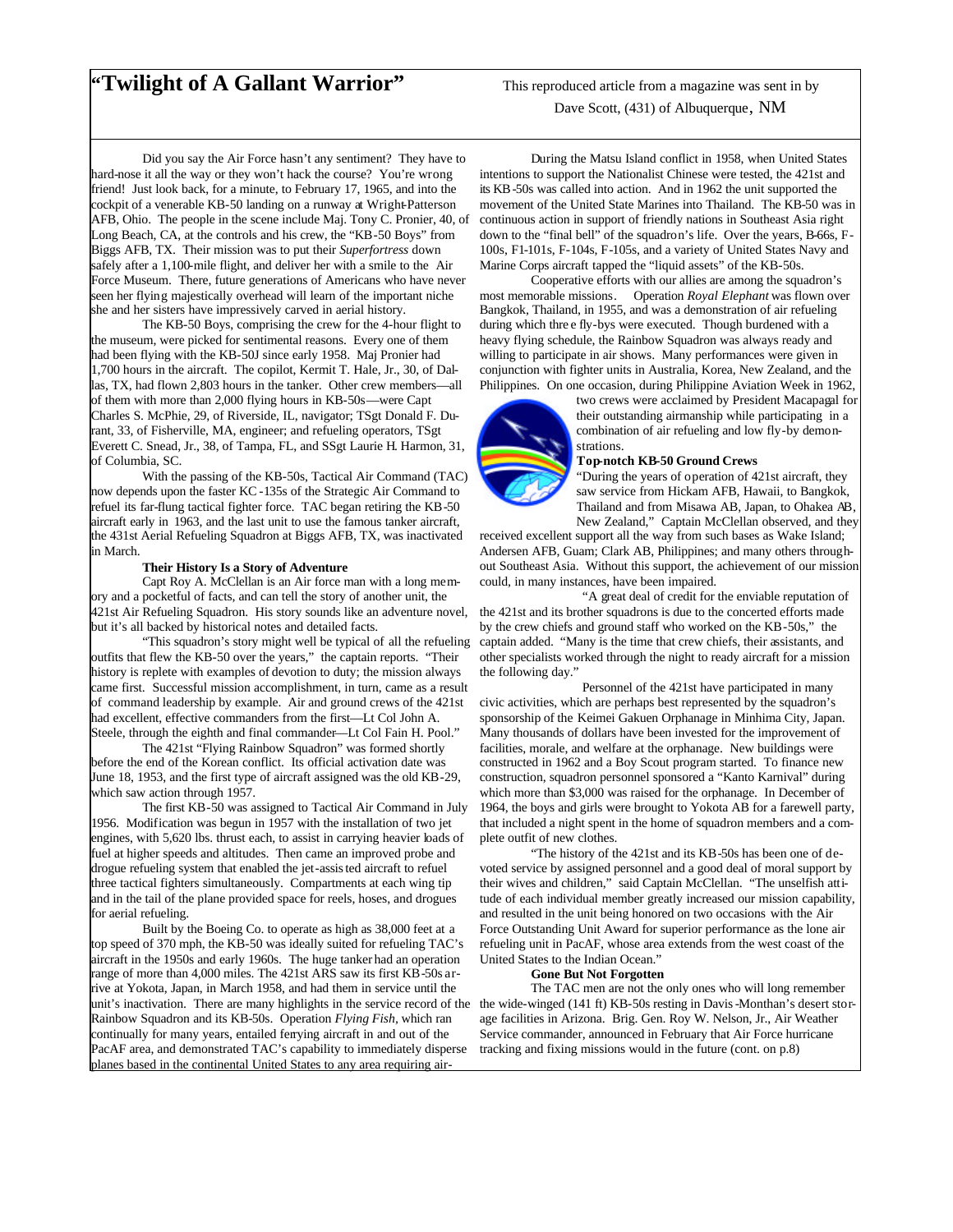# "Twilight of A Gallant Warrior"

This reproduced article from a magazine was sent in by Dave Scott, (431) of Albuquerque, NM

Did you say the Air Force hasn't any sentiment? They have to hard-nose it all the way or they won't hack the course? You're wrong friend! Just look back, for a minute, to February 17, 1965, and into the cockpit of a venerable KB-50 landing on a runway at Wright-Patterson AFB, Ohio. The people in the scene include Maj. Tony C. Pronier, 40, of Long Beach, CA, at the controls and his crew, the "KB-50 Boys" from Biggs AFB, TX. Their mission was to put their *Superfortress* down safely after a 1,100-mile flight, and deliver her with a smile to the Air Force Museum. There, future generations of Americans who have never seen her flying majestically overhead will learn of the important niche she and her sisters have impressively carved in aerial history.

The KB-50 Boys, comprising the crew for the 4-hour flight to the museum, were picked for sentimental reasons. Every one of them had been flying with the KB-50J since early 1958. Maj Pronier had 1,700 hours in the aircraft. The copilot, Kermit T. Hale, Jr., 30, of Dallas, TX, had flown 2,803 hours in the tanker. Other crew members—all of them with more than 2,000 flying hours in KB-50s—were Capt Charles S. McPhie, 29, of Riverside, IL, navigator; TSgt Donald F. Durant, 33, of Fisherville, MA, engineer; and refueling operators, TSgt Everett C. Snead, Jr., 38, of Tampa, FL, and SSgt Laurie H. Harmon, 31, of Columbia, SC.

With the passing of the KB-50s, Tactical Air Command (TAC) now depends upon the faster KC-135s of the Strategic Air Command to refuel its far-flung tactical fighter force. TAC began retiring the KB-50 aircraft early in 1963, and the last unit to use the famous tanker aircraft, the 431st Aerial Refueling Squadron at Biggs AFB, TX, was inactivated in March.

**Their History Is a Story of Adventure**

Capt Roy A. McClellan is an Air force man with a long memory and a pocketful of facts, and can tell the story of another unit, the 421st Air Refueling Squadron. His story sounds like an adventure novel, but it's all backed by historical notes and detailed facts.

"This squadron's story might well be typical of all the refueling outfits that flew the KB-50 over the years," the captain reports. "Their history is replete with examples of devotion to duty; the mission always came first. Successful mission accomplishment, in turn, came as a result of command leadership by example. Air and ground crews of the 421st had excellent, effective commanders from the first—Lt Col John A. Steele, through the eighth and final commander—Lt Col Fain H. Pool."

The 421st "Flying Rainbow Squadron" was formed shortly before the end of the Korean conflict. Its official activation date was June 18, 1953, and the first type of aircraft assigned was the old KB-29, which saw action through 1957.

The first KB-50 was assigned to Tactical Air Command in July 1956. Modification was begun in 1957 with the installation of two jet engines, with 5,620 lbs. thrust each, to assist in carrying heavier loads of fuel at higher speeds and altitudes. Then came an improved probe and drogue refueling system that enabled the jet-assisted aircraft to refuel three tactical fighters simultaneously. Compartments at each wing tip and in the tail of the plane provided space for reels, hoses, and drogues for aerial refueling.

Built by the Boeing Co. to operate as high as 38,000 feet at a top speed of 370 mph, the KB-50 was ideally suited for refueling TAC's aircraft in the 1950s and early 1960s. The huge tanker had an operation range of more than 4,000 miles. The 421st ARS saw its first KB-50s arrive at Yokota, Japan, in March 1958, and had them in service until the unit's inactivation. There are many highlights in the service record of the Rainbow Squadron and its KB-50s. Operation *Flying Fish*, which ran continually for many years, entailed ferrying aircraft in and out of the PacAF area, and demonstrated TAC's capability to immediately disperse planes based in the continental United States to any area requiring air-

During the Matsu Island conflict in 1958, when United States intentions to support the Nationalist Chinese were tested, the 421st and its KB-50s was called into action. And in 1962 the unit supported the movement of the United State Marines into Thailand. The KB-50 was in continuous action in support of friendly nations in Southeast Asia right down to the "final bell" of the squadron's life. Over the years, B-66s, F-100s, F1-101s, F-104s, F-105s, and a variety of United States Navy and Marine Corps aircraft tapped the "liquid assets" of the KB-50s.

Cooperative efforts with our allies are among the squadron's most memorable missions. Operation *Royal Elephant* was flown over Bangkok, Thailand, in 1955, and was a demonstration of air refueling during which three fly-bys were executed. Though burdened with a heavy flying schedule, the Rainbow Squadron was always ready and willing to participate in air shows. Many performances were given in conjunction with fighter units in Australia, Korea, New Zealand, and the Philippines. On one occasion, during Philippine Aviation Week in 1962, two crews were acclaimed by President Macapagal for their outstanding airmanship while participating in a combination of air refueling and low fly-by demonstrations.

**Top-notch KB-50 Ground Crews**

"During the years of operation of 421st aircraft, they saw service from Hickam AFB, Hawaii, to Bangkok, Thailand and from Misawa AB, Japan, to Ohakea AB, New Zealand," Captain McClellan observed, and they received excellent support all the way from such bases as Wake Island; Andersen AFB, Guam; Clark AB, Philippines; and many others throughout Southeast Asia. Without this support, the achievement of our mission could, in many instances, have been impaired.

"A great deal of credit for the enviable reputation of the 421st and its brother squadrons is due to the concerted efforts made by the crew chiefs and ground staff who worked on the KB-50s," the captain added. "Many is the time that crew chiefs, their assistants, and other specialists worked through the night to ready aircraft for a mission the following day."

Personnel of the 421st have participated in many civic activities, which are perhaps best represented by the squadron's sponsorship of the Keimei Gakuen Orphanage in Minhima City, Japan. Many thousands of dollars have been invested for the improvement of facilities, morale, and welfare at the orphanage. New buildings were constructed in 1962 and a Boy Scout program started. To finance new construction, squadron personnel sponsored a "Kanto Karnival" during which more than $3,000 was raised for the orphanage. In December of 1964, the boys and girls were brought to Yokota AB for a farewell party, that included a night spent in the home of squadron members and a complete outfit of new clothes.

"The history of the 421st and its KB-50s has been one of devoted service by assigned personnel and a good deal of moral support by their wives and children," said Captain McClellan. "The unselfish attitude of each individual member greatly increased our mission capability, and resulted in the unit being honored on two occasions with the Air Force Outstanding Unit Award for superior performance as the lone air refueling unit in PacAF, whose area extends from the west coast of the United States to the Indian Ocean."

**Gone But Not Forgotten**

The TAC men are not the only ones who will long remember the wide-winged (141 ft) KB-50s resting in Davis-Monthan's desert storage facilities in Arizona. Brig. Gen. Roy W. Nelson, Jr., Air Weather Service commander, announced in February that Air Force hurricane tracking and fixing missions would in the future (cont. on p.8)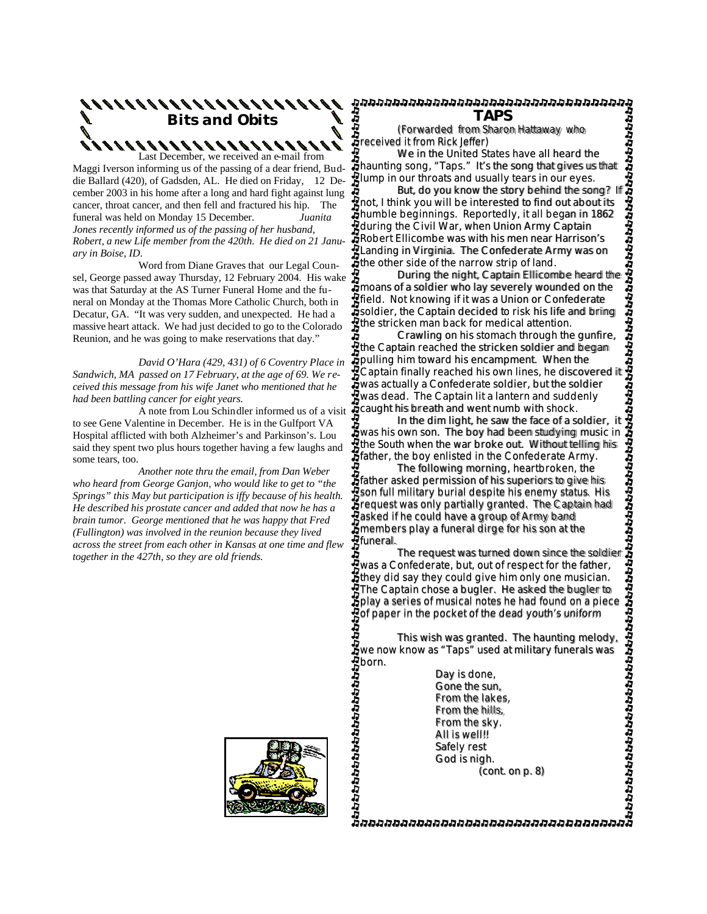## Bits and Obits

Last December, we received an e-mail from Maggi Iverson informing us of the passing of a dear friend, Buddie Ballard (420), of Gadsden, AL. He died on Friday, 12 December 2003 in his home after a long and hard fight against lung cancer, throat cancer, and then fell and fractured his hip. The funeral was held on Monday 15 December. *Juanita Jones recently informed us of the passing of her husband, Robert, a new Life member from the 420th. He died on 21 January in Boise, ID.*

Word from Diane Graves that our Legal Counsel, George passed away Thursday, 12 February 2004. His wake was that Saturday at the AS Turner Funeral Home and the funeral on Monday at the Thomas More Catholic Church, both in Decatur, GA. "It was very sudden, and unexpected. He had a massive heart attack. We had just decided to go to the Colorado Reunion, and he was going to make reservations that day."

*David O'Hara (429, 431) of 6 Coventry Place in Sandwich, MA passed on 17 February, at the age of 69. We received this message from his wife Janet who mentioned that he had been battling cancer for eight years.*

A note from Lou Schindler informed us of a visit to see Gene Valentine in December. He is in the Gulfport VA Hospital afflicted with both Alzheimer's and Parkinson's. Lou said they spent two plus hours together having a few laughs and some tears, too.

*Another note thru the email, from Dan Weber who heard from George Ganjon, who would like to get to "the Springs" this May but participation is iffy because of his health. He described his prostate cancer and added that now he has a brain tumor. George mentioned that he was happy that Fred (Fullington) was involved in the reunion because they lived across the street from each other in Kansas at one time and flew together in the 427th, so they are old friends.*

## TAPS

(Forwarded from Sharon Hattaway who received it from Rick Jeffer)

We in the United States have all heard the haunting song, "Taps." It's the song that gives us that lump in our throats and usually tears in our eyes.

But, do you know the story behind the song? If not, I think you will be interested to find out about its humble beginnings. Reportedly, it all began in 1862 during the Civil War, when Union Army Captain Robert Ellicombe was with his men near Harrison's Landing in Virginia. The Confederate Army was on the other side of the narrow strip of land.

During the night, Captain Ellicombe heard the moans of a soldier who lay severely wounded on the field. Not knowing if it was a Union or Confederate soldier, the Captain decided to risk his life and bring the stricken man back for medical attention.

Crawling on his stomach through the gunfire, the Captain reached the stricken soldier and began pulling him toward his encampment. When the Captain finally reached his own lines, he discovered it was actually a Confederate soldier, but the soldier was dead. The Captain lit a lantern and suddenly caught his breath and went numb with shock.

In the dim light, he saw the face of a soldier, it was his own son. The boy had been studying music in the South when the war broke out. Without telling his father, the boy enlisted in the Confederate Army.

The following morning, heartbroken, the father asked permission of his superiors to give his son full military burial despite his enemy status. His request was only partially granted. The Captain had asked if he could have a group of Army band members play a funeral dirge for his son at the funeral.

The request was turned down since the soldier was a Confederate, but, out of respect for the father, they did say they could give him only one musician. The Captain chose a bugler. He asked the bugler to play a series of musical notes he had found on a piece of paper in the pocket of the dead youth's uniform

This wish was granted. The haunting melody, we now know as "Taps" used at military funerals was born.

Day is done,  
Gone the sun,  
From the lakes,  
From the hills,  
From the sky.  
All is well!!  
Safely rest  
God is nigh.

(cont. on p. 8)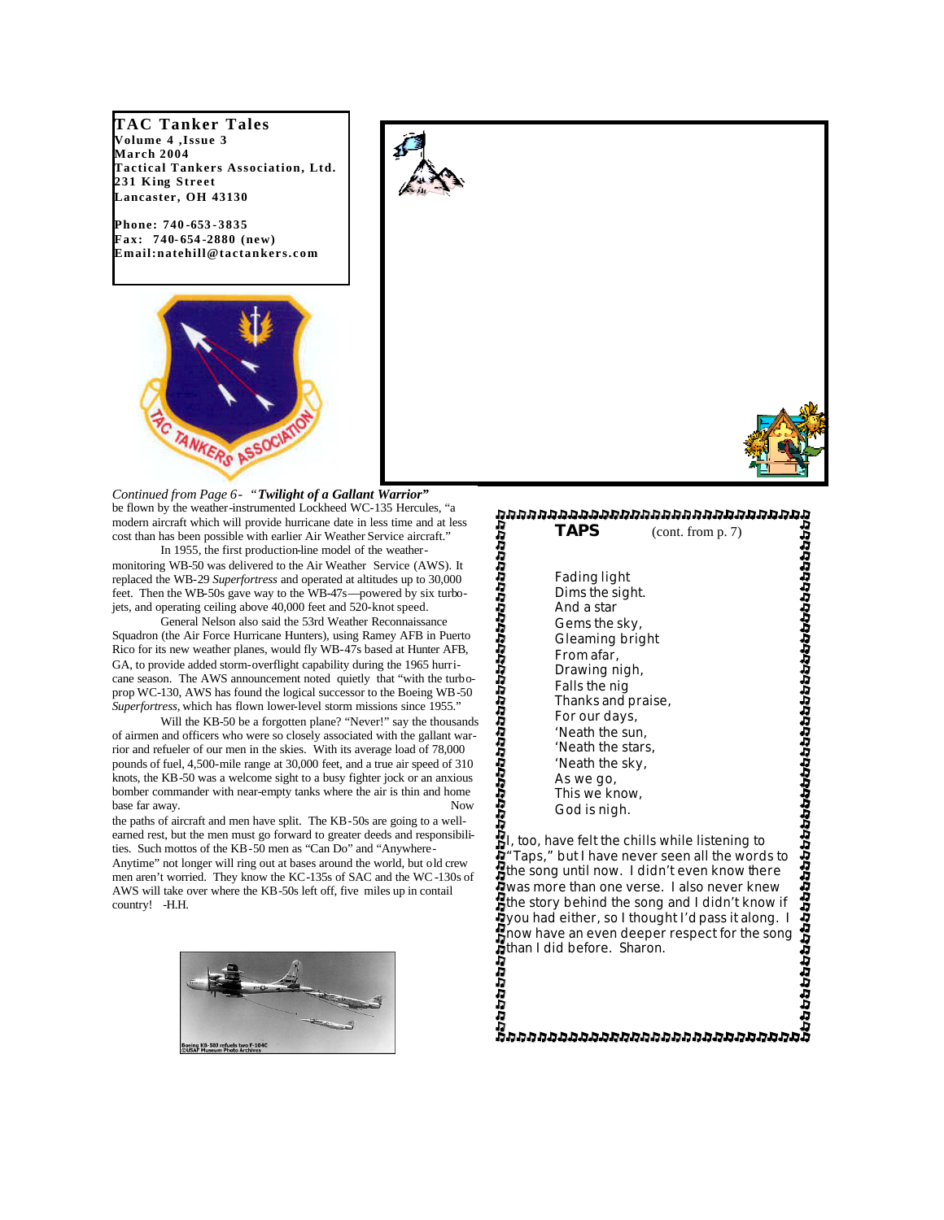**TAC Tanker Tales**
**Volume 4 ,Issue 3**
**March 2004**
**Tactical Tankers Association, Ltd.**
**231 King Street**
**Lancaster, OH 43130**

**Phone: 740-653-3835**
**Fax: 740-654-2880 (new)**
**Email:natehill@tactankers.com**

*Continued from Page 6 - "**Twilight of a Gallant Warrior**"*
be flown by the weather-instrumented Lockheed WC-135 Hercules, "a modern aircraft which will provide hurricane date in less time and at less cost than has been possible with earlier Air Weather Service aircraft."

In 1955, the first production-line model of the weather-monitoring WB-50 was delivered to the Air Weather Service (AWS). It replaced the WB-29 *Superfortress* and operated at altitudes up to 30,000 feet. Then the WB-50s gave way to the WB-47s—powered by six turbojets, and operating ceiling above 40,000 feet and 520-knot speed.

General Nelson also said the 53rd Weather Reconnaissance Squadron (the Air Force Hurricane Hunters), using Ramey AFB in Puerto Rico for its new weather planes, would fly WB-47s based at Hunter AFB, GA, to provide added storm-overflight capability during the 1965 hurricane season. The AWS announcement noted quietly that "with the turboprop WC-130, AWS has found the logical successor to the Boeing WB-50 *Superfortress*, which has flown lower-level storm missions since 1955."

Will the KB-50 be a forgotten plane? "Never!" say the thousands of airmen and officers who were so closely associated with the gallant warrior and refueler of our men in the skies. With its average load of 78,000 pounds of fuel, 4,500-mile range at 30,000 feet, and a true air speed of 310 knots, the KB-50 was a welcome sight to a busy fighter jock or an anxious bomber commander with near-empty tanks where the air is thin and home base far away. Now the paths of aircraft and men have split. The KB-50s are going to a well-earned rest, but the men must go forward to greater deeds and responsibilities. Such mottos of the KB-50 men as "Can Do" and "Anywhere-Anytime" not longer will ring out at bases around the world, but old crew men aren't worried. They know the KC-135s of SAC and the WC-130s of AWS will take over where the KB-50s left off, five miles up in contail country! -H.H.

Boeing KB-50J refuels two F-104C
©USAF Museum Photo Archives

**TAPS** (cont. from p. 7)

Fading light
Dims the sight.
And a star
Gems the sky,
Gleaming bright
From afar,
Drawing nigh,
Falls the nig
Thanks and praise,
For our days,
'Neath the sun,
'Neath the stars,
'Neath the sky,
As we go,
This we know,
God is nigh.

I, too, have felt the chills while listening to "Taps," but I have never seen all the words to the song until now. I didn't even know there was more than one verse. I also never knew the story behind the song and I didn't know if you had either, so I thought I'd pass it along. I now have an even deeper respect for the song than I did before. Sharon.